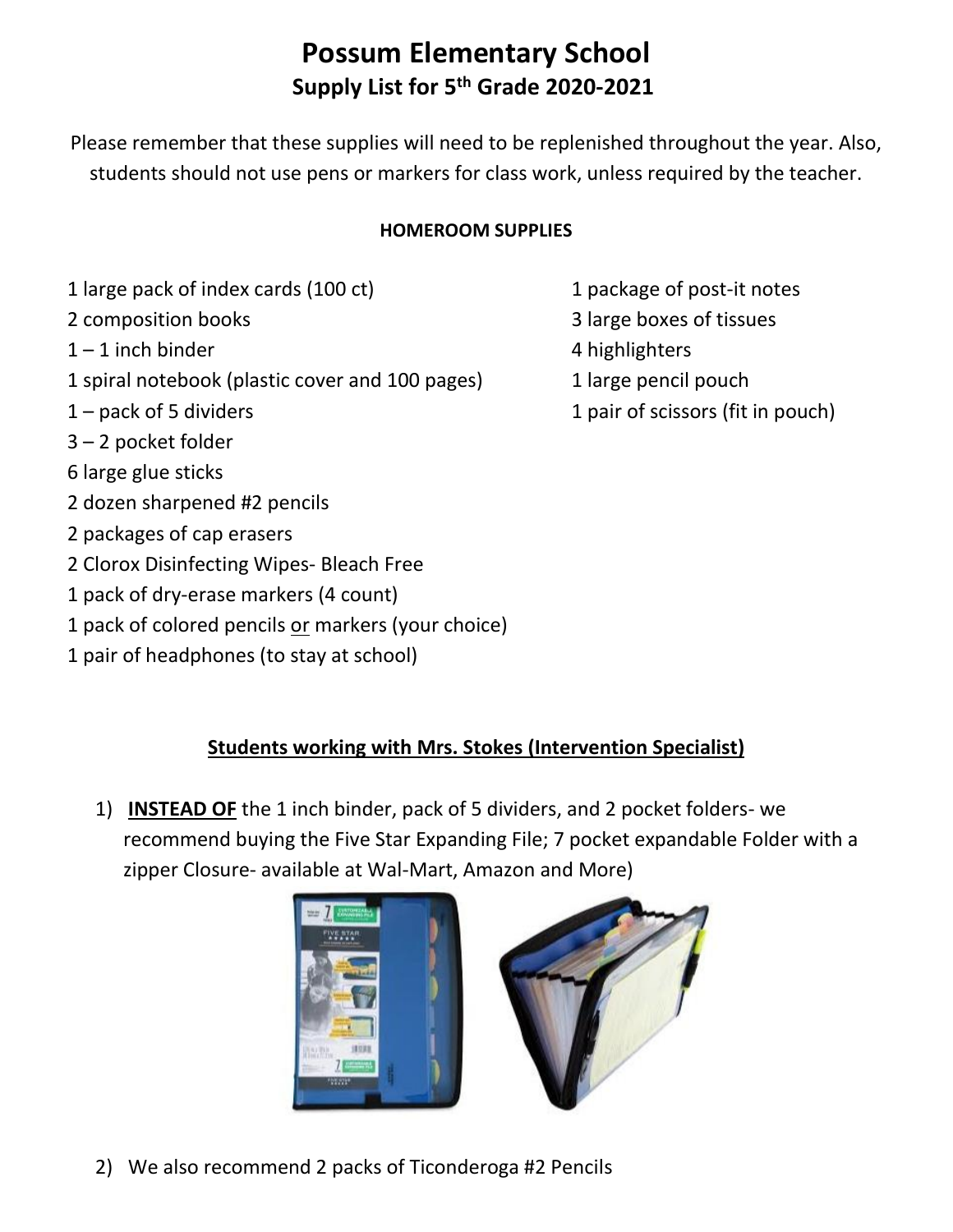# Possum Elementary School

## Supply List for 5th Grade 2020-2021

Please remember that these supplies will need to be replenished throughout the year. Also, students should not use pens or markers for class work, unless required by the teacher.

**HOMEROOM SUPPLIES**

- 1 large pack of index cards (100 ct)
- 2 composition books
- 1 – 1 inch binder
- 1 spiral notebook (plastic cover and 100 pages)
- 1 – pack of 5 dividers
- 3 – 2 pocket folder
- 6 large glue sticks
- 2 dozen sharpened #2 pencils
- 2 packages of cap erasers
- 2 Clorox Disinfecting Wipes- Bleach Free
- 1 pack of dry-erase markers (4 count)
- 1 pack of colored pencils <u>or</u> markers (your choice)
- 1 pair of headphones (to stay at school)
- 1 package of post-it notes
- 3 large boxes of tissues
- 4 highlighters
- 1 large pencil pouch
- 1 pair of scissors (fit in pouch)

**<u>Students working with Mrs. Stokes (Intervention Specialist)</u>**

1) **<u>INSTEAD OF</u>** the 1 inch binder, pack of 5 dividers, and 2 pocket folders- we recommend buying the Five Star Expanding File; 7 pocket expandable Folder with a zipper Closure- available at Wal-Mart, Amazon and More)

2) We also recommend 2 packs of Ticonderoga #2 Pencils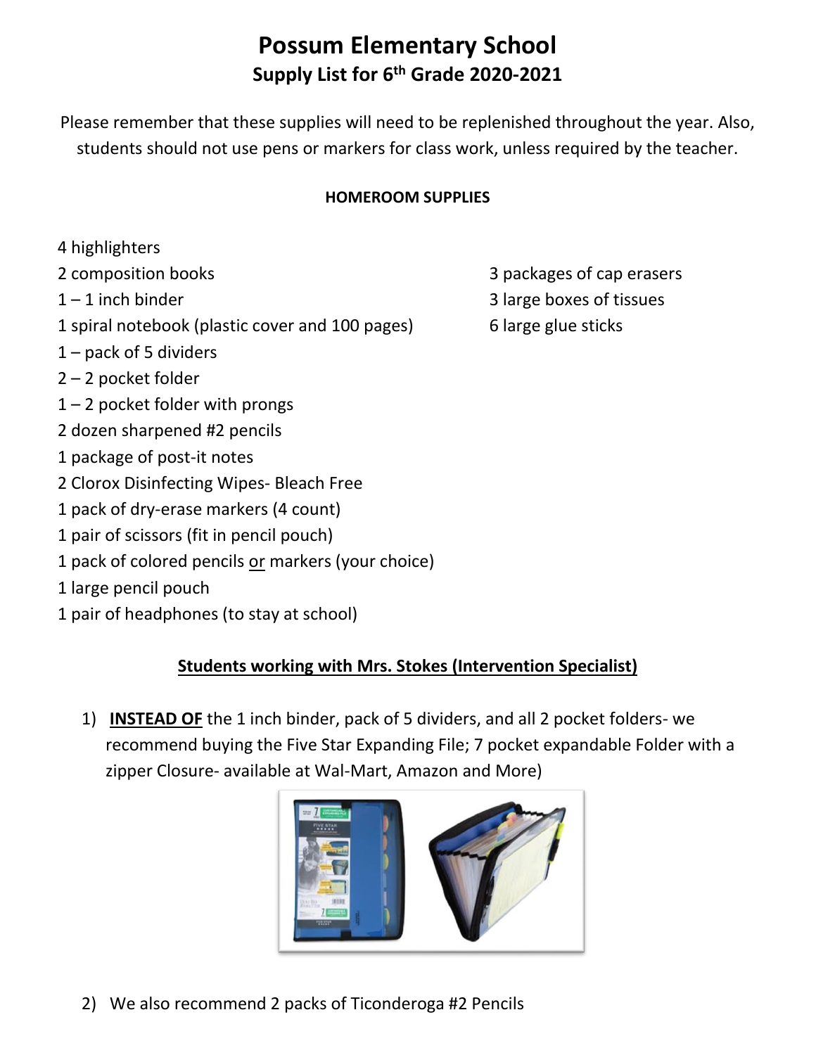# Possum Elementary School

## Supply List for 6th Grade 2020-2021

Please remember that these supplies will need to be replenished throughout the year. Also, students should not use pens or markers for class work, unless required by the teacher.

**HOMEROOM SUPPLIES**

4 highlighters
2 composition books
1 – 1 inch binder
1 spiral notebook (plastic cover and 100 pages)
1 – pack of 5 dividers
2 – 2 pocket folder
1 – 2 pocket folder with prongs
2 dozen sharpened #2 pencils
1 package of post-it notes
2 Clorox Disinfecting Wipes- Bleach Free
1 pack of dry-erase markers (4 count)
1 pair of scissors (fit in pencil pouch)
1 pack of colored pencils <u>or</u> markers (your choice)
1 large pencil pouch
1 pair of headphones (to stay at school)

3 packages of cap erasers
3 large boxes of tissues
6 large glue sticks

**<u>Students working with Mrs. Stokes (Intervention Specialist)</u>**

1) **<u>INSTEAD OF</u>** the 1 inch binder, pack of 5 dividers, and all 2 pocket folders- we recommend buying the Five Star Expanding File; 7 pocket expandable Folder with a zipper Closure- available at Wal-Mart, Amazon and More)

2) We also recommend 2 packs of Ticonderoga #2 Pencils